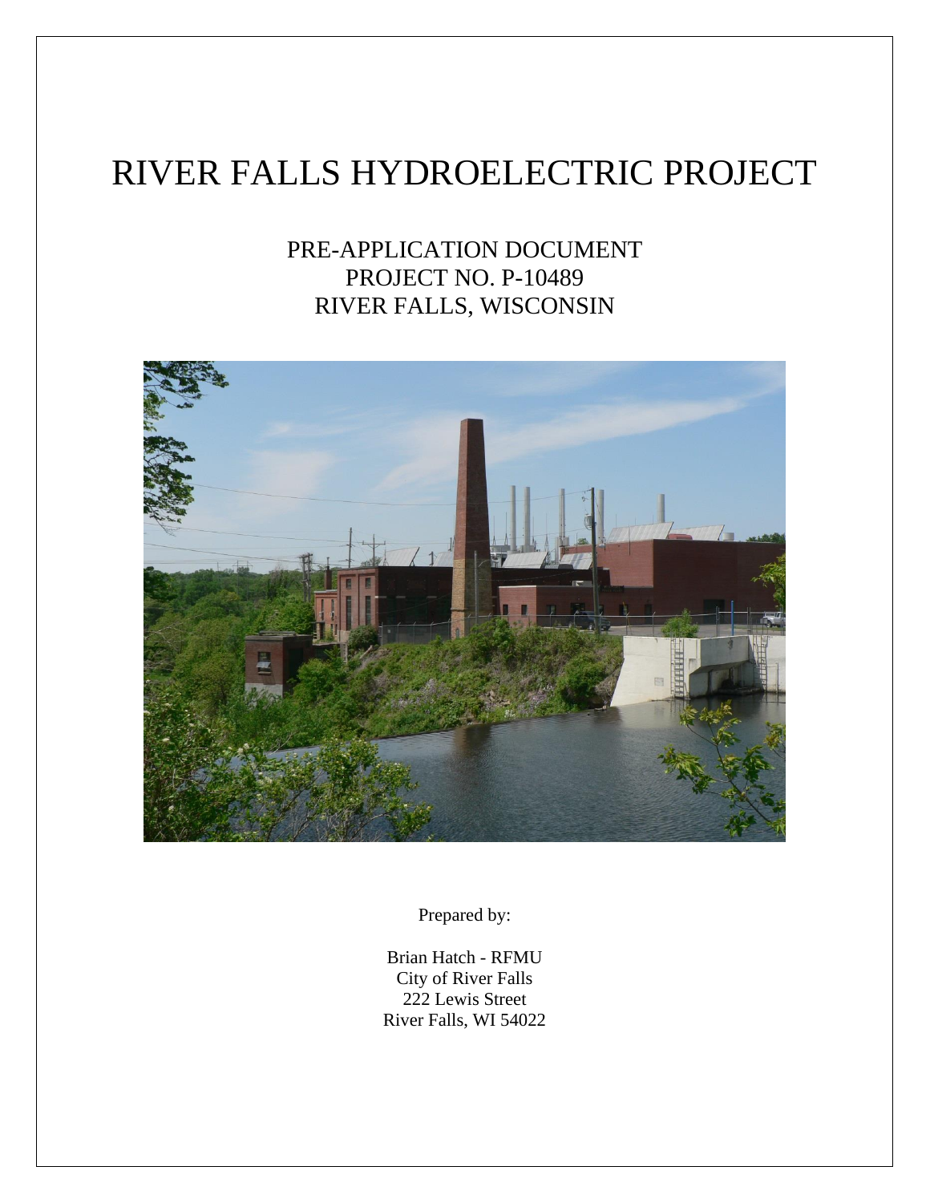# RIVER FALLS HYDROELECTRIC PROJECT

## PRE-APPLICATION DOCUMENT
## PROJECT NO. P-10489
## RIVER FALLS, WISCONSIN

Prepared by:

Brian Hatch - RFMU
City of River Falls
222 Lewis Street
River Falls, WI 54022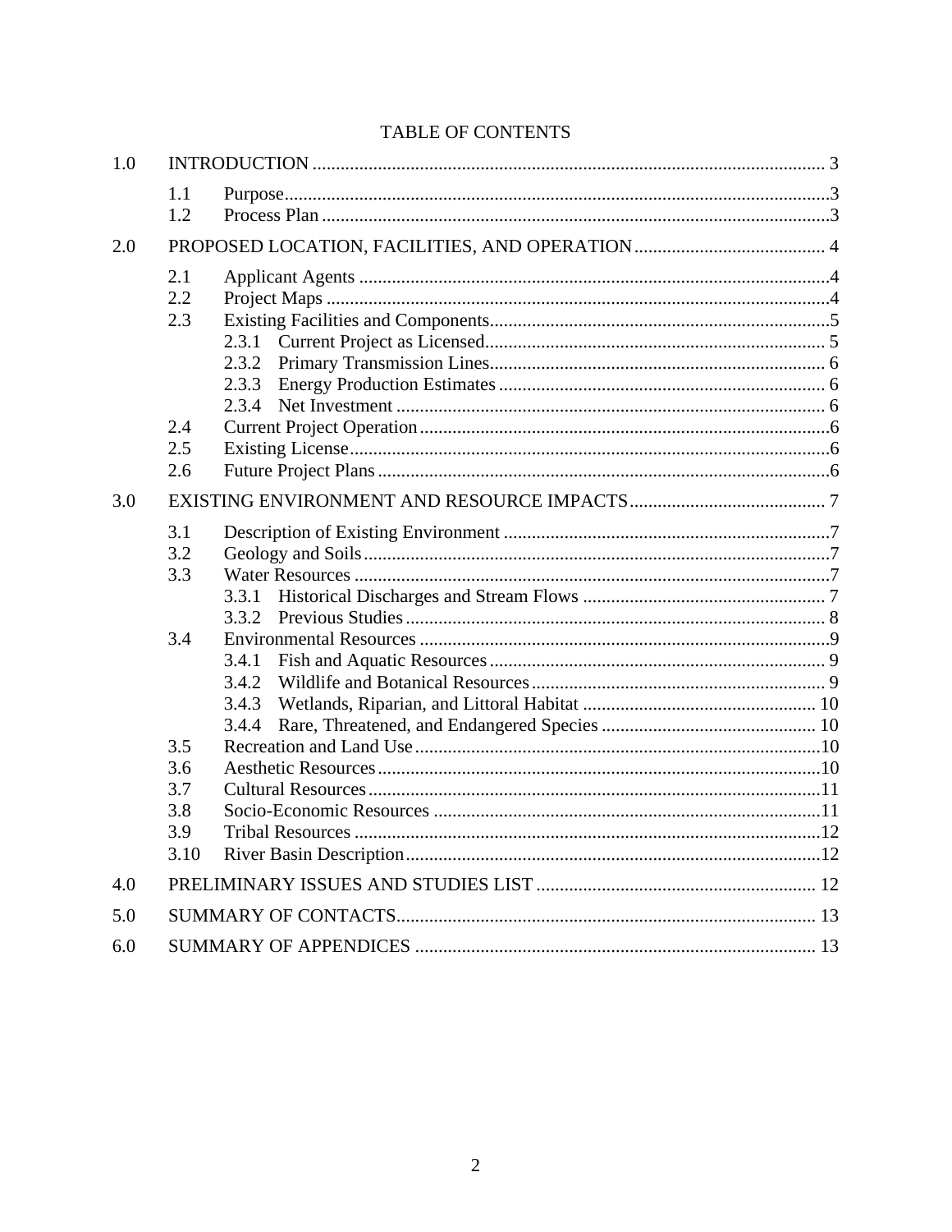# TABLE OF CONTENTS

| | | | |
|---|---|---|---|
| 1.0 | INTRODUCTION | | 3 |
| | 1.1 | Purpose | 3 |
| | 1.2 | Process Plan | 3 |
| 2.0 | PROPOSED LOCATION, FACILITIES, AND OPERATION | | 4 |
| | 2.1 | Applicant Agents | 4 |
| | 2.2 | Project Maps | 4 |
| | 2.3 | Existing Facilities and Components | 5 |
| | | 2.3.1 Current Project as Licensed | 5 |
| | | 2.3.2 Primary Transmission Lines | 6 |
| | | 2.3.3 Energy Production Estimates | 6 |
| | | 2.3.4 Net Investment | 6 |
| | 2.4 | Current Project Operation | 6 |
| | 2.5 | Existing License | 6 |
| | 2.6 | Future Project Plans | 6 |
| 3.0 | EXISTING ENVIRONMENT AND RESOURCE IMPACTS | | 7 |
| | 3.1 | Description of Existing Environment | 7 |
| | 3.2 | Geology and Soils | 7 |
| | 3.3 | Water Resources | 7 |
| | | 3.3.1 Historical Discharges and Stream Flows | 7 |
| | | 3.3.2 Previous Studies | 8 |
| | 3.4 | Environmental Resources | 9 |
| | | 3.4.1 Fish and Aquatic Resources | 9 |
| | | 3.4.2 Wildlife and Botanical Resources | 9 |
| | | 3.4.3 Wetlands, Riparian, and Littoral Habitat | 10 |
| | | 3.4.4 Rare, Threatened, and Endangered Species | 10 |
| | 3.5 | Recreation and Land Use | 10 |
| | 3.6 | Aesthetic Resources | 10 |
| | 3.7 | Cultural Resources | 11 |
| | 3.8 | Socio-Economic Resources | 11 |
| | 3.9 | Tribal Resources | 12 |
| | 3.10 | River Basin Description | 12 |
| 4.0 | PRELIMINARY ISSUES AND STUDIES LIST | | 12 |
| 5.0 | SUMMARY OF CONTACTS | | 13 |
| 6.0 | SUMMARY OF APPENDICES | | 13 |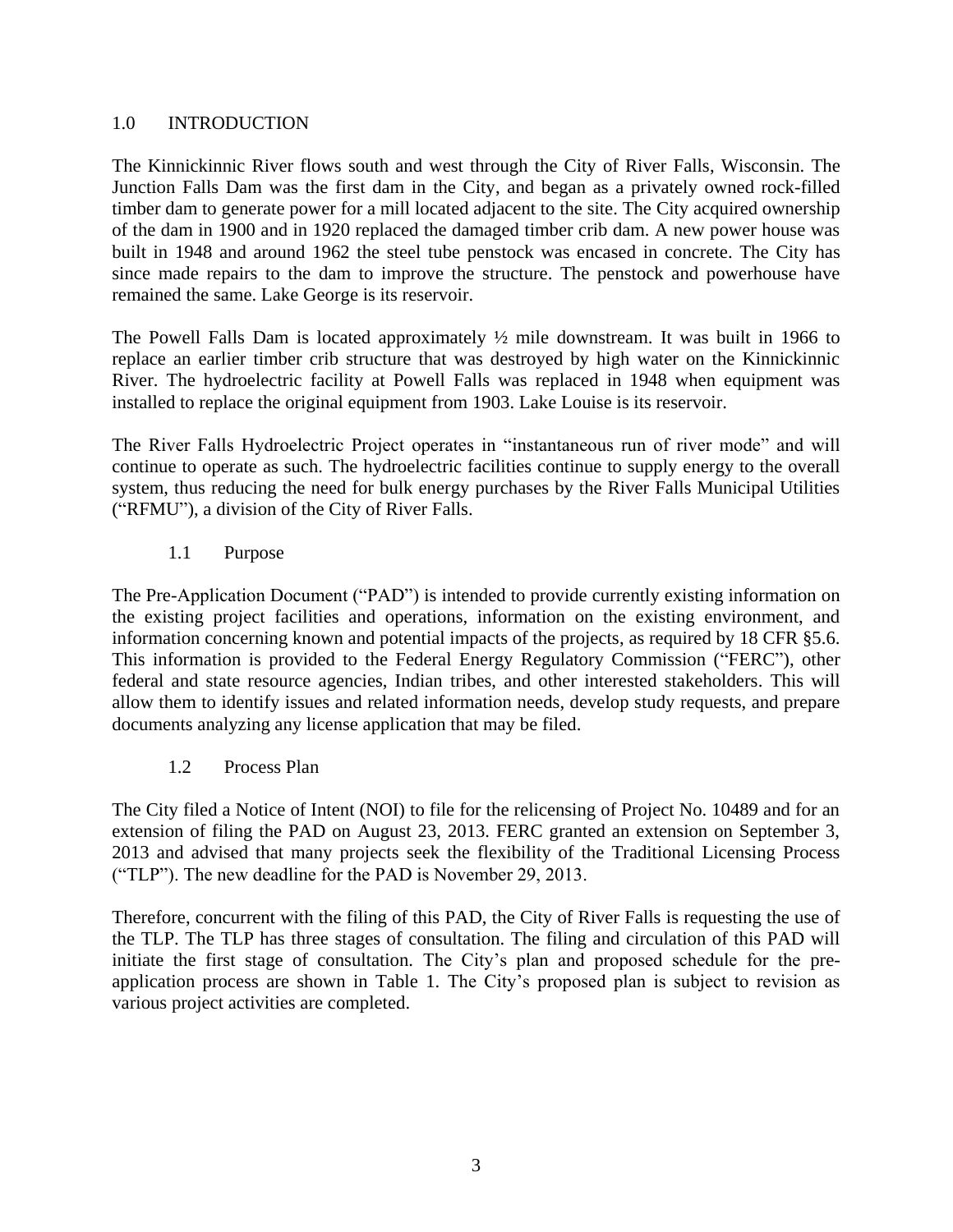# 1.0 INTRODUCTION

The Kinnickinnic River flows south and west through the City of River Falls, Wisconsin. The Junction Falls Dam was the first dam in the City, and began as a privately owned rock-filled timber dam to generate power for a mill located adjacent to the site. The City acquired ownership of the dam in 1900 and in 1920 replaced the damaged timber crib dam. A new power house was built in 1948 and around 1962 the steel tube penstock was encased in concrete. The City has since made repairs to the dam to improve the structure. The penstock and powerhouse have remained the same. Lake George is its reservoir.

The Powell Falls Dam is located approximately ½ mile downstream. It was built in 1966 to replace an earlier timber crib structure that was destroyed by high water on the Kinnickinnic River. The hydroelectric facility at Powell Falls was replaced in 1948 when equipment was installed to replace the original equipment from 1903. Lake Louise is its reservoir.

The River Falls Hydroelectric Project operates in "instantaneous run of river mode" and will continue to operate as such. The hydroelectric facilities continue to supply energy to the overall system, thus reducing the need for bulk energy purchases by the River Falls Municipal Utilities ("RFMU"), a division of the City of River Falls.

## 1.1 Purpose

The Pre-Application Document ("PAD") is intended to provide currently existing information on the existing project facilities and operations, information on the existing environment, and information concerning known and potential impacts of the projects, as required by 18 CFR §5.6. This information is provided to the Federal Energy Regulatory Commission ("FERC"), other federal and state resource agencies, Indian tribes, and other interested stakeholders. This will allow them to identify issues and related information needs, develop study requests, and prepare documents analyzing any license application that may be filed.

## 1.2 Process Plan

The City filed a Notice of Intent (NOI) to file for the relicensing of Project No. 10489 and for an extension of filing the PAD on August 23, 2013. FERC granted an extension on September 3, 2013 and advised that many projects seek the flexibility of the Traditional Licensing Process ("TLP"). The new deadline for the PAD is November 29, 2013.

Therefore, concurrent with the filing of this PAD, the City of River Falls is requesting the use of the TLP. The TLP has three stages of consultation. The filing and circulation of this PAD will initiate the first stage of consultation. The City's plan and proposed schedule for the pre-application process are shown in Table 1. The City's proposed plan is subject to revision as various project activities are completed.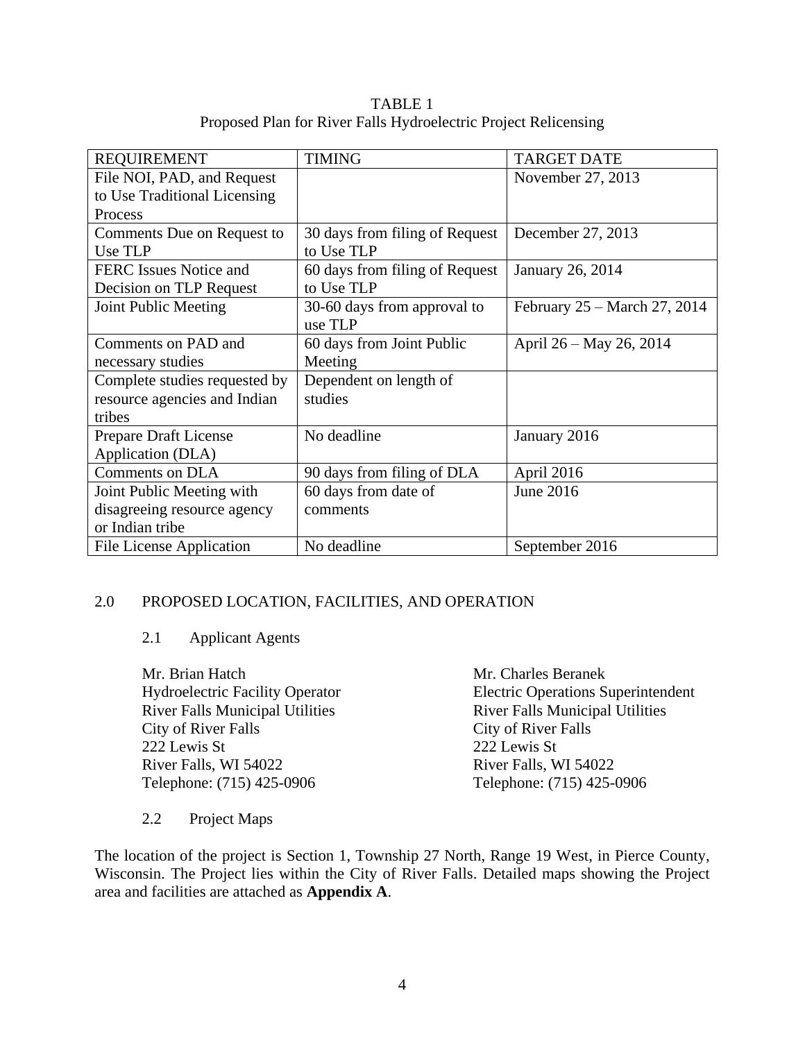TABLE 1
Proposed Plan for River Falls Hydroelectric Project Relicensing

| REQUIREMENT | TIMING | TARGET DATE |
|---|---|---|
| File NOI, PAD, and Request to Use Traditional Licensing Process | | November 27, 2013 |
| Comments Due on Request to Use TLP | 30 days from filing of Request to Use TLP | December 27, 2013 |
| FERC Issues Notice and Decision on TLP Request | 60 days from filing of Request to Use TLP | January 26, 2014 |
| Joint Public Meeting | 30-60 days from approval to use TLP | February 25 – March 27, 2014 |
| Comments on PAD and necessary studies | 60 days from Joint Public Meeting | April 26 – May 26, 2014 |
| Complete studies requested by resource agencies and Indian tribes | Dependent on length of studies | |
| Prepare Draft License Application (DLA) | No deadline | January 2016 |
| Comments on DLA | 90 days from filing of DLA | April 2016 |
| Joint Public Meeting with disagreeing resource agency or Indian tribe | 60 days from date of comments | June 2016 |
| File License Application | No deadline | September 2016 |

## 2.0 PROPOSED LOCATION, FACILITIES, AND OPERATION

### 2.1 Applicant Agents

Mr. Brian Hatch
Hydroelectric Facility Operator
River Falls Municipal Utilities
City of River Falls
222 Lewis St
River Falls, WI 54022
Telephone: (715) 425-0906

Mr. Charles Beranek
Electric Operations Superintendent
River Falls Municipal Utilities
City of River Falls
222 Lewis St
River Falls, WI 54022
Telephone: (715) 425-0906

### 2.2 Project Maps

The location of the project is Section 1, Township 27 North, Range 19 West, in Pierce County, Wisconsin. The Project lies within the City of River Falls. Detailed maps showing the Project area and facilities are attached as **Appendix A**.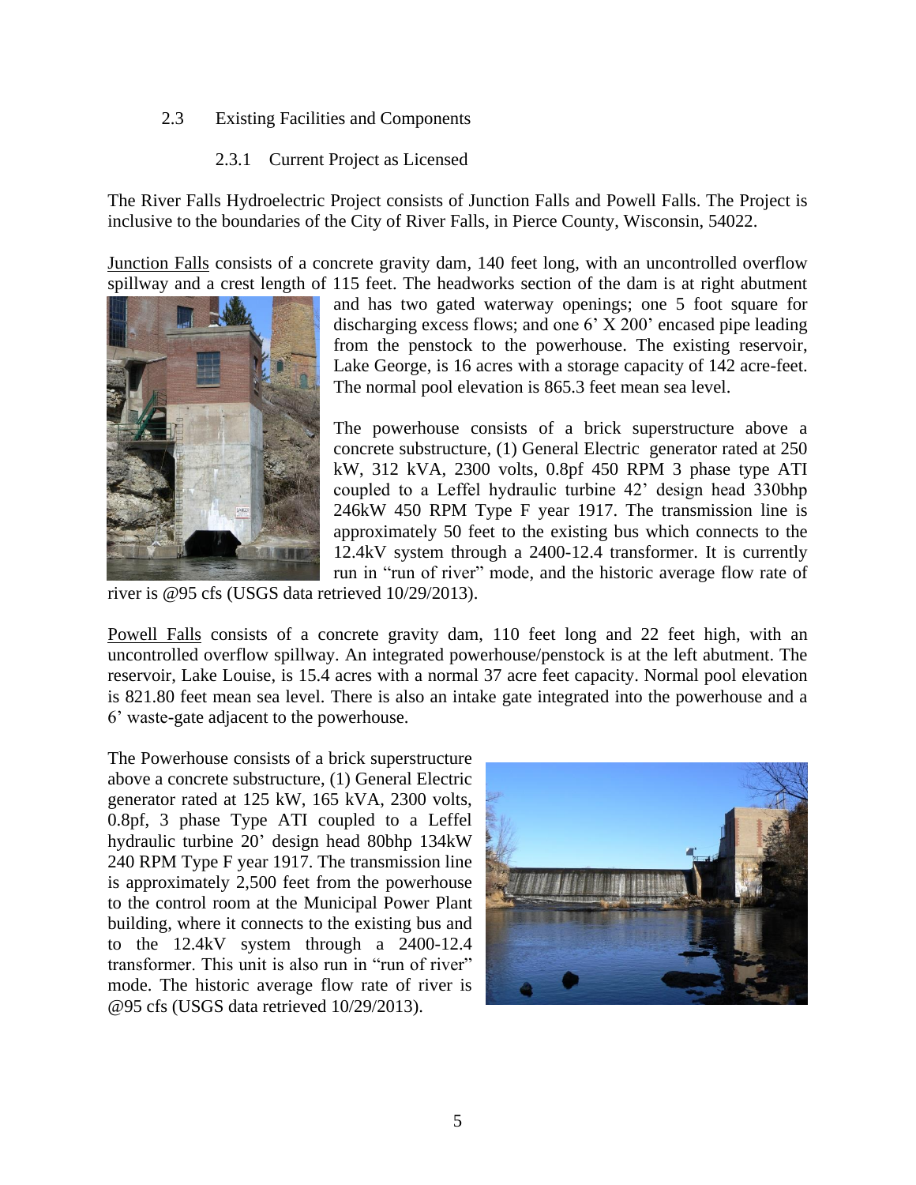## 2.3 Existing Facilities and Components

### 2.3.1 Current Project as Licensed

The River Falls Hydroelectric Project consists of Junction Falls and Powell Falls. The Project is inclusive to the boundaries of the City of River Falls, in Pierce County, Wisconsin, 54022.

Junction Falls consists of a concrete gravity dam, 140 feet long, with an uncontrolled overflow spillway and a crest length of 115 feet. The headworks section of the dam is at right abutment and has two gated waterway openings; one 5 foot square for discharging excess flows; and one 6' X 200' encased pipe leading from the penstock to the powerhouse. The existing reservoir, Lake George, is 16 acres with a storage capacity of 142 acre-feet. The normal pool elevation is 865.3 feet mean sea level.

The powerhouse consists of a brick superstructure above a concrete substructure, (1) General Electric generator rated at 250 kW, 312 kVA, 2300 volts, 0.8pf 450 RPM 3 phase type ATI coupled to a Leffel hydraulic turbine 42' design head 330bhp 246kW 450 RPM Type F year 1917. The transmission line is approximately 50 feet to the existing bus which connects to the 12.4kV system through a 2400-12.4 transformer. It is currently run in "run of river" mode, and the historic average flow rate of river is @95 cfs (USGS data retrieved 10/29/2013).

Powell Falls consists of a concrete gravity dam, 110 feet long and 22 feet high, with an uncontrolled overflow spillway. An integrated powerhouse/penstock is at the left abutment. The reservoir, Lake Louise, is 15.4 acres with a normal 37 acre feet capacity. Normal pool elevation is 821.80 feet mean sea level. There is also an intake gate integrated into the powerhouse and a 6' waste-gate adjacent to the powerhouse.

The Powerhouse consists of a brick superstructure above a concrete substructure, (1) General Electric generator rated at 125 kW, 165 kVA, 2300 volts, 0.8pf, 3 phase Type ATI coupled to a Leffel hydraulic turbine 20' design head 80bhp 134kW 240 RPM Type F year 1917. The transmission line is approximately 2,500 feet from the powerhouse to the control room at the Municipal Power Plant building, where it connects to the existing bus and to the 12.4kV system through a 2400-12.4 transformer. This unit is also run in "run of river" mode. The historic average flow rate of river is @95 cfs (USGS data retrieved 10/29/2013).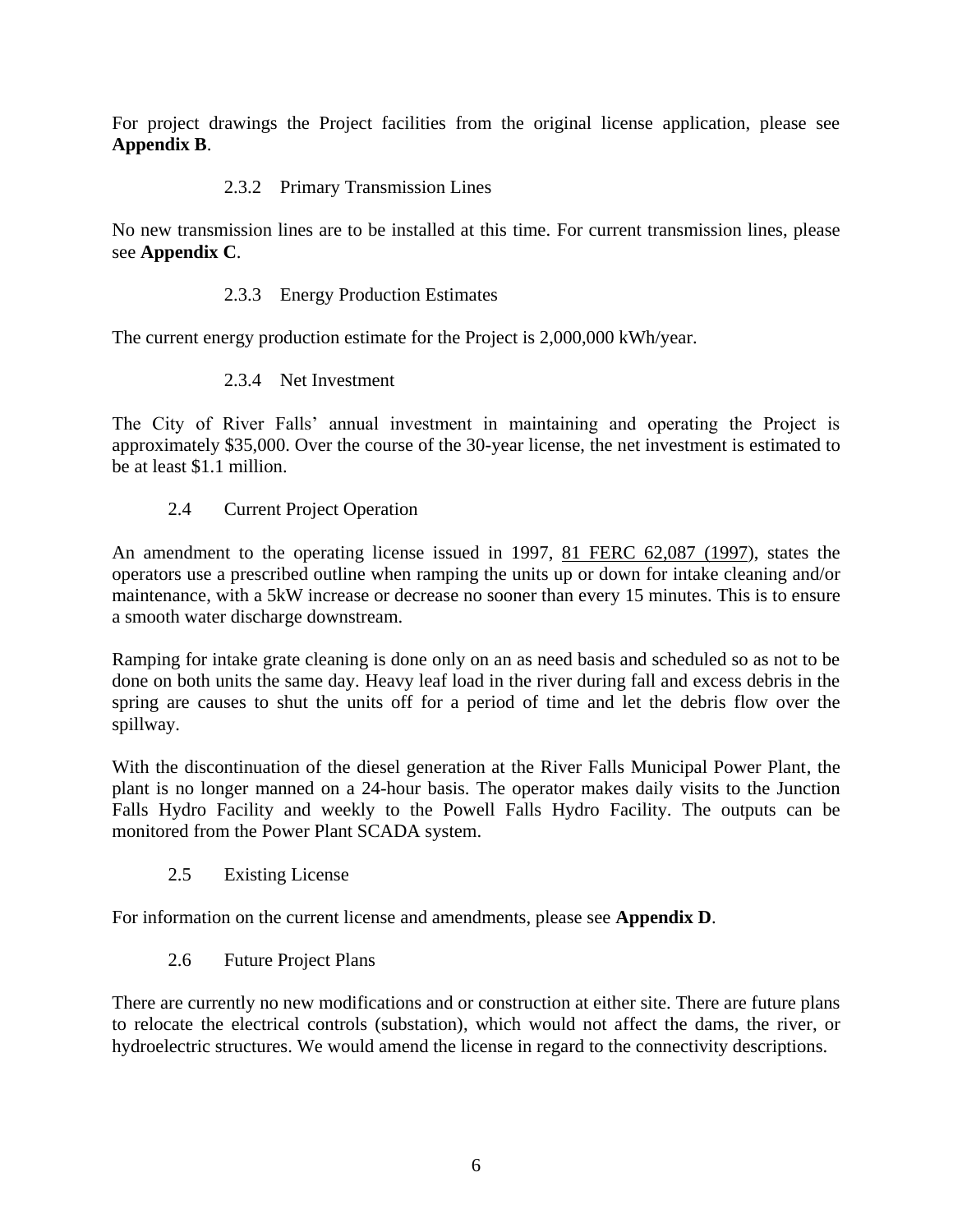For project drawings the Project facilities from the original license application, please see **Appendix B**.

### 2.3.2 Primary Transmission Lines

No new transmission lines are to be installed at this time. For current transmission lines, please see **Appendix C**.

### 2.3.3 Energy Production Estimates

The current energy production estimate for the Project is 2,000,000 kWh/year.

### 2.3.4 Net Investment

The City of River Falls' annual investment in maintaining and operating the Project is approximately $35,000. Over the course of the 30-year license, the net investment is estimated to be at least $1.1 million.

## 2.4 Current Project Operation

An amendment to the operating license issued in 1997, 81 FERC 62,087 (1997), states the operators use a prescribed outline when ramping the units up or down for intake cleaning and/or maintenance, with a 5kW increase or decrease no sooner than every 15 minutes. This is to ensure a smooth water discharge downstream.

Ramping for intake grate cleaning is done only on an as need basis and scheduled so as not to be done on both units the same day. Heavy leaf load in the river during fall and excess debris in the spring are causes to shut the units off for a period of time and let the debris flow over the spillway.

With the discontinuation of the diesel generation at the River Falls Municipal Power Plant, the plant is no longer manned on a 24-hour basis. The operator makes daily visits to the Junction Falls Hydro Facility and weekly to the Powell Falls Hydro Facility. The outputs can be monitored from the Power Plant SCADA system.

## 2.5 Existing License

For information on the current license and amendments, please see **Appendix D**.

## 2.6 Future Project Plans

There are currently no new modifications and or construction at either site. There are future plans to relocate the electrical controls (substation), which would not affect the dams, the river, or hydroelectric structures. We would amend the license in regard to the connectivity descriptions.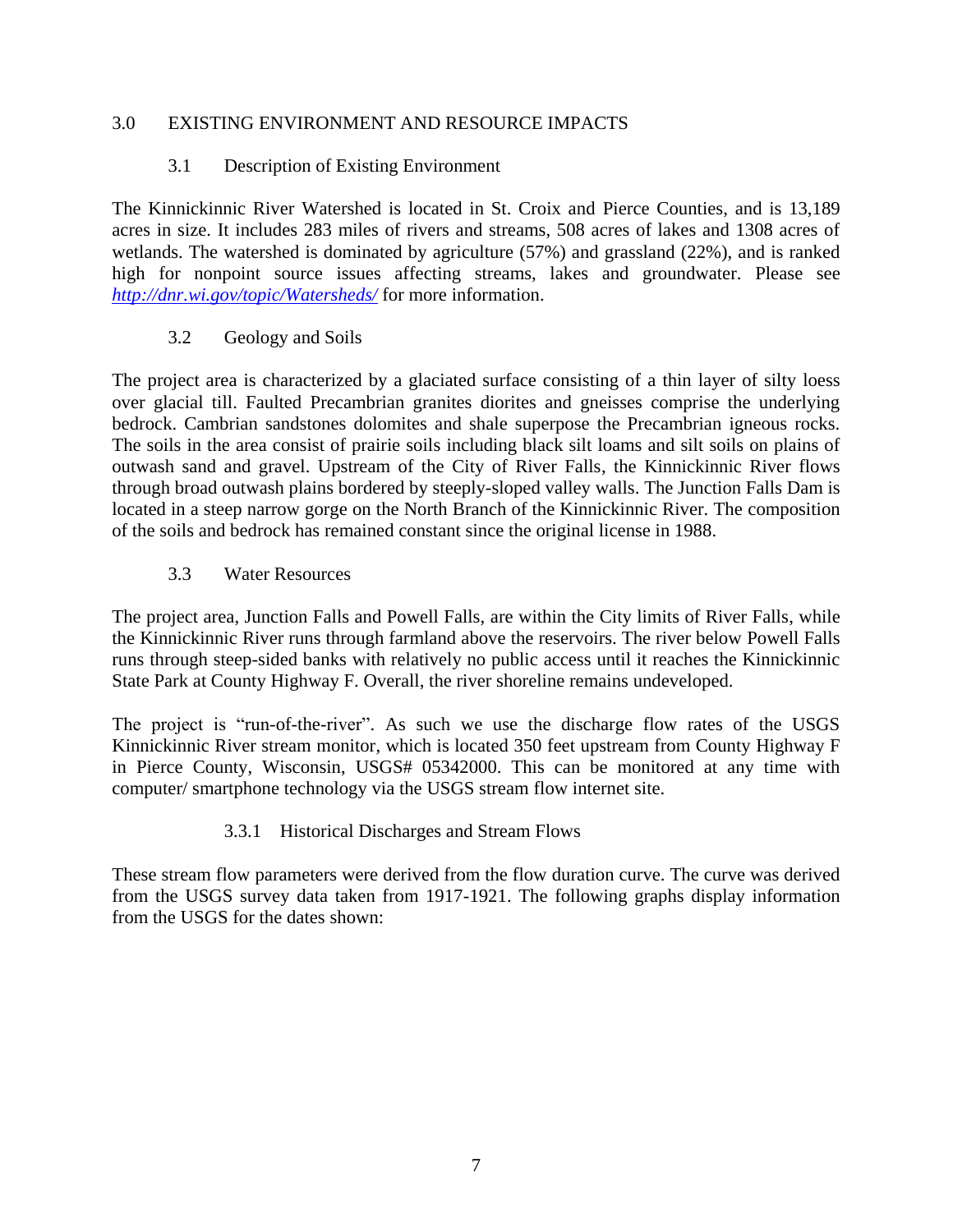# 3.0 EXISTING ENVIRONMENT AND RESOURCE IMPACTS

## 3.1 Description of Existing Environment

The Kinnickinnic River Watershed is located in St. Croix and Pierce Counties, and is 13,189 acres in size. It includes 283 miles of rivers and streams, 508 acres of lakes and 1308 acres of wetlands. The watershed is dominated by agriculture (57%) and grassland (22%), and is ranked high for nonpoint source issues affecting streams, lakes and groundwater. Please see *http://dnr.wi.gov/topic/Watersheds/* for more information.

## 3.2 Geology and Soils

The project area is characterized by a glaciated surface consisting of a thin layer of silty loess over glacial till. Faulted Precambrian granites diorites and gneisses comprise the underlying bedrock. Cambrian sandstones dolomites and shale superpose the Precambrian igneous rocks. The soils in the area consist of prairie soils including black silt loams and silt soils on plains of outwash sand and gravel. Upstream of the City of River Falls, the Kinnickinnic River flows through broad outwash plains bordered by steeply-sloped valley walls. The Junction Falls Dam is located in a steep narrow gorge on the North Branch of the Kinnickinnic River. The composition of the soils and bedrock has remained constant since the original license in 1988.

## 3.3 Water Resources

The project area, Junction Falls and Powell Falls, are within the City limits of River Falls, while the Kinnickinnic River runs through farmland above the reservoirs. The river below Powell Falls runs through steep-sided banks with relatively no public access until it reaches the Kinnickinnic State Park at County Highway F. Overall, the river shoreline remains undeveloped.

The project is "run-of-the-river". As such we use the discharge flow rates of the USGS Kinnickinnic River stream monitor, which is located 350 feet upstream from County Highway F in Pierce County, Wisconsin, USGS# 05342000. This can be monitored at any time with computer/ smartphone technology via the USGS stream flow internet site.

### 3.3.1 Historical Discharges and Stream Flows

These stream flow parameters were derived from the flow duration curve. The curve was derived from the USGS survey data taken from 1917-1921. The following graphs display information from the USGS for the dates shown: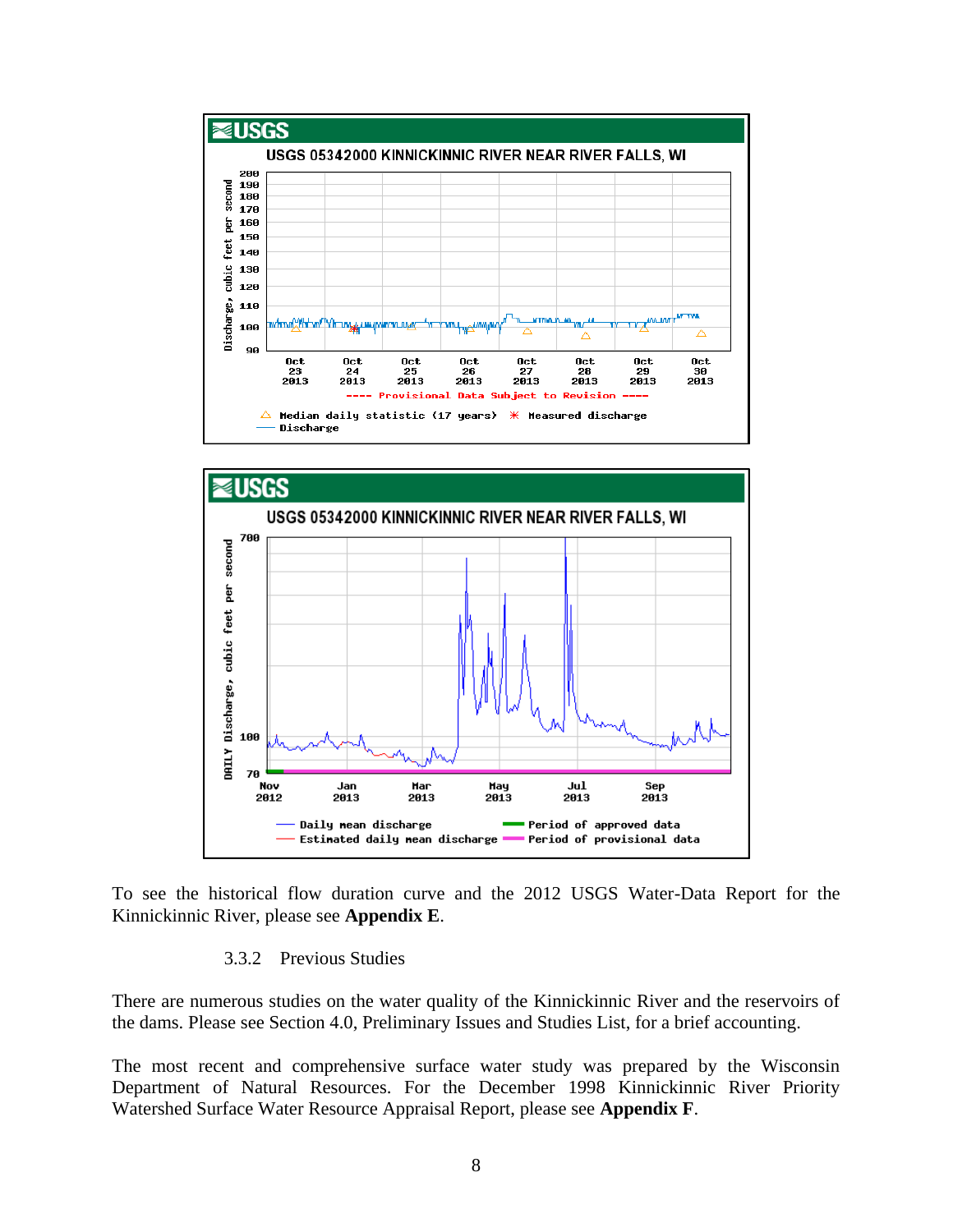To see the historical flow duration curve and the 2012 USGS Water-Data Report for the Kinnickinnic River, please see **Appendix E**.

### 3.3.2 Previous Studies

There are numerous studies on the water quality of the Kinnickinnic River and the reservoirs of the dams. Please see Section 4.0, Preliminary Issues and Studies List, for a brief accounting.

The most recent and comprehensive surface water study was prepared by the Wisconsin Department of Natural Resources. For the December 1998 Kinnickinnic River Priority Watershed Surface Water Resource Appraisal Report, please see **Appendix F**.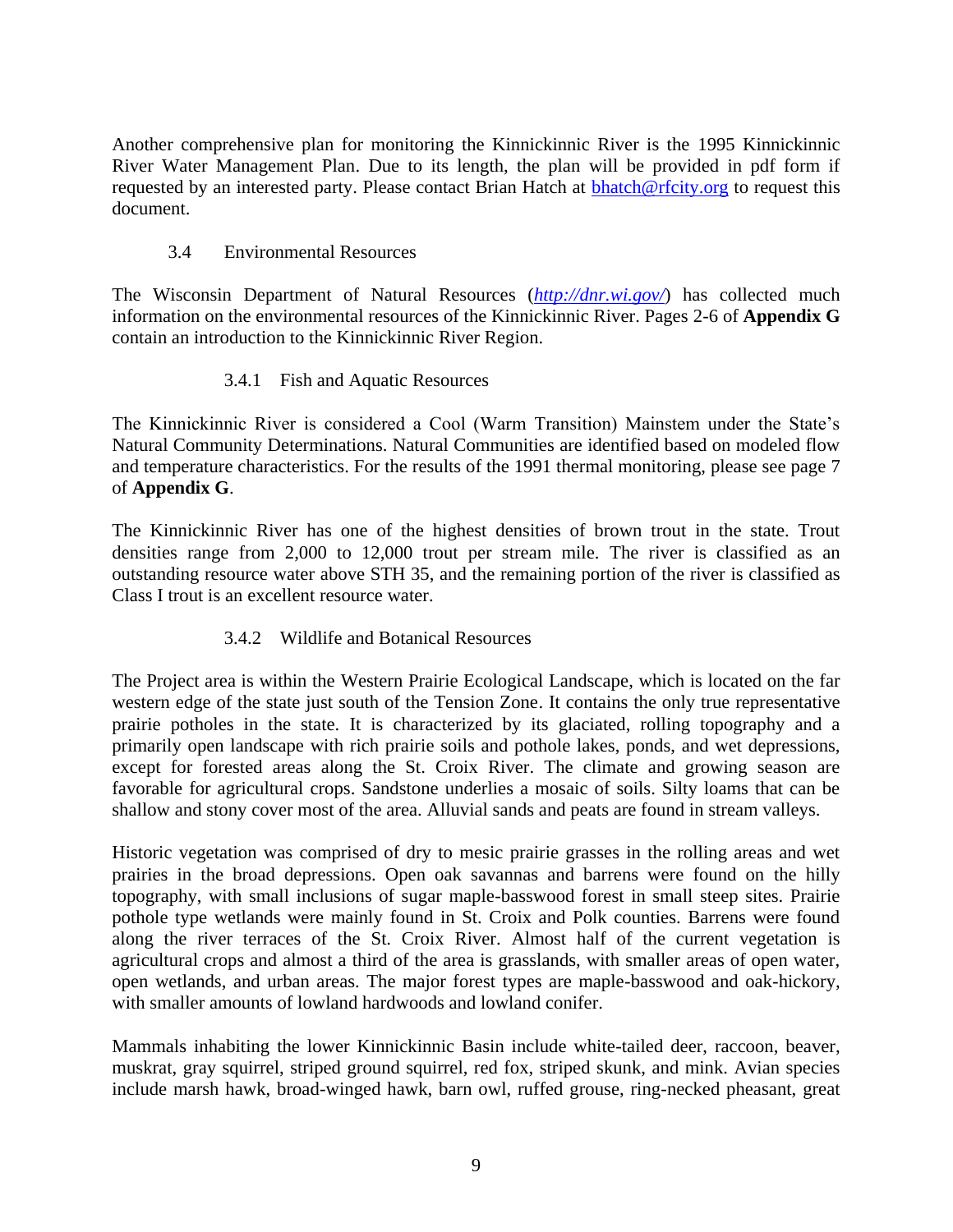Another comprehensive plan for monitoring the Kinnickinnic River is the 1995 Kinnickinnic River Water Management Plan. Due to its length, the plan will be provided in pdf form if requested by an interested party. Please contact Brian Hatch at [bhatch@rfcity.org](mailto:bhatch@rfcity.org) to request this document.

## 3.4 Environmental Resources

The Wisconsin Department of Natural Resources (*[http://dnr.wi.gov/](http://dnr.wi.gov/)*) has collected much information on the environmental resources of the Kinnickinnic River. Pages 2-6 of **Appendix G** contain an introduction to the Kinnickinnic River Region.

### 3.4.1 Fish and Aquatic Resources

The Kinnickinnic River is considered a Cool (Warm Transition) Mainstem under the State's Natural Community Determinations. Natural Communities are identified based on modeled flow and temperature characteristics. For the results of the 1991 thermal monitoring, please see page 7 of **Appendix G**.

The Kinnickinnic River has one of the highest densities of brown trout in the state. Trout densities range from 2,000 to 12,000 trout per stream mile. The river is classified as an outstanding resource water above STH 35, and the remaining portion of the river is classified as Class I trout is an excellent resource water.

### 3.4.2 Wildlife and Botanical Resources

The Project area is within the Western Prairie Ecological Landscape, which is located on the far western edge of the state just south of the Tension Zone. It contains the only true representative prairie potholes in the state. It is characterized by its glaciated, rolling topography and a primarily open landscape with rich prairie soils and pothole lakes, ponds, and wet depressions, except for forested areas along the St. Croix River. The climate and growing season are favorable for agricultural crops. Sandstone underlies a mosaic of soils. Silty loams that can be shallow and stony cover most of the area. Alluvial sands and peats are found in stream valleys.

Historic vegetation was comprised of dry to mesic prairie grasses in the rolling areas and wet prairies in the broad depressions. Open oak savannas and barrens were found on the hilly topography, with small inclusions of sugar maple-basswood forest in small steep sites. Prairie pothole type wetlands were mainly found in St. Croix and Polk counties. Barrens were found along the river terraces of the St. Croix River. Almost half of the current vegetation is agricultural crops and almost a third of the area is grasslands, with smaller areas of open water, open wetlands, and urban areas. The major forest types are maple-basswood and oak-hickory, with smaller amounts of lowland hardwoods and lowland conifer.

Mammals inhabiting the lower Kinnickinnic Basin include white-tailed deer, raccoon, beaver, muskrat, gray squirrel, striped ground squirrel, red fox, striped skunk, and mink. Avian species include marsh hawk, broad-winged hawk, barn owl, ruffed grouse, ring-necked pheasant, great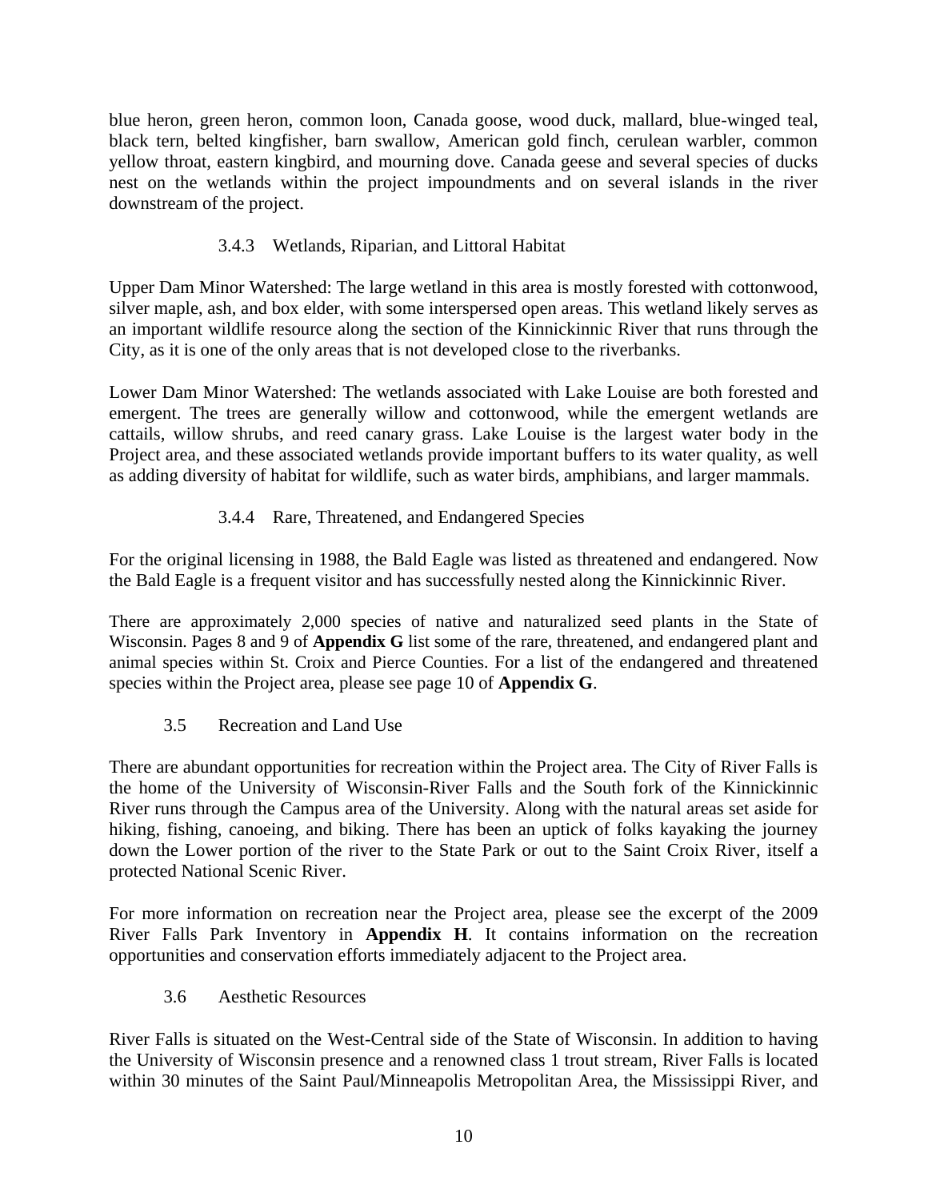blue heron, green heron, common loon, Canada goose, wood duck, mallard, blue-winged teal, black tern, belted kingfisher, barn swallow, American gold finch, cerulean warbler, common yellow throat, eastern kingbird, and mourning dove. Canada geese and several species of ducks nest on the wetlands within the project impoundments and on several islands in the river downstream of the project.

#### 3.4.3 Wetlands, Riparian, and Littoral Habitat

Upper Dam Minor Watershed: The large wetland in this area is mostly forested with cottonwood, silver maple, ash, and box elder, with some interspersed open areas. This wetland likely serves as an important wildlife resource along the section of the Kinnickinnic River that runs through the City, as it is one of the only areas that is not developed close to the riverbanks.

Lower Dam Minor Watershed: The wetlands associated with Lake Louise are both forested and emergent. The trees are generally willow and cottonwood, while the emergent wetlands are cattails, willow shrubs, and reed canary grass. Lake Louise is the largest water body in the Project area, and these associated wetlands provide important buffers to its water quality, as well as adding diversity of habitat for wildlife, such as water birds, amphibians, and larger mammals.

#### 3.4.4 Rare, Threatened, and Endangered Species

For the original licensing in 1988, the Bald Eagle was listed as threatened and endangered. Now the Bald Eagle is a frequent visitor and has successfully nested along the Kinnickinnic River.

There are approximately 2,000 species of native and naturalized seed plants in the State of Wisconsin. Pages 8 and 9 of **Appendix G** list some of the rare, threatened, and endangered plant and animal species within St. Croix and Pierce Counties. For a list of the endangered and threatened species within the Project area, please see page 10 of **Appendix G**.

### 3.5 Recreation and Land Use

There are abundant opportunities for recreation within the Project area. The City of River Falls is the home of the University of Wisconsin-River Falls and the South fork of the Kinnickinnic River runs through the Campus area of the University. Along with the natural areas set aside for hiking, fishing, canoeing, and biking. There has been an uptick of folks kayaking the journey down the Lower portion of the river to the State Park or out to the Saint Croix River, itself a protected National Scenic River.

For more information on recreation near the Project area, please see the excerpt of the 2009 River Falls Park Inventory in **Appendix H**. It contains information on the recreation opportunities and conservation efforts immediately adjacent to the Project area.

### 3.6 Aesthetic Resources

River Falls is situated on the West-Central side of the State of Wisconsin. In addition to having the University of Wisconsin presence and a renowned class 1 trout stream, River Falls is located within 30 minutes of the Saint Paul/Minneapolis Metropolitan Area, the Mississippi River, and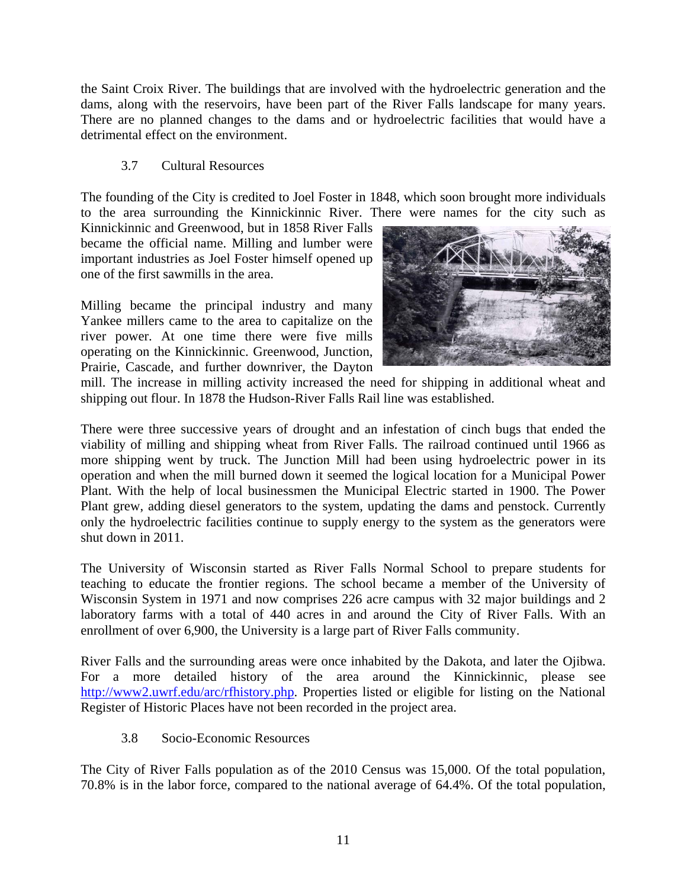the Saint Croix River. The buildings that are involved with the hydroelectric generation and the dams, along with the reservoirs, have been part of the River Falls landscape for many years. There are no planned changes to the dams and or hydroelectric facilities that would have a detrimental effect on the environment.

### 3.7 Cultural Resources

The founding of the City is credited to Joel Foster in 1848, which soon brought more individuals to the area surrounding the Kinnickinnic River. There were names for the city such as Kinnickinnic and Greenwood, but in 1858 River Falls became the official name. Milling and lumber were important industries as Joel Foster himself opened up one of the first sawmills in the area.

Milling became the principal industry and many Yankee millers came to the area to capitalize on the river power. At one time there were five mills operating on the Kinnickinnic. Greenwood, Junction, Prairie, Cascade, and further downriver, the Dayton mill. The increase in milling activity increased the need for shipping in additional wheat and shipping out flour. In 1878 the Hudson-River Falls Rail line was established.

There were three successive years of drought and an infestation of cinch bugs that ended the viability of milling and shipping wheat from River Falls. The railroad continued until 1966 as more shipping went by truck. The Junction Mill had been using hydroelectric power in its operation and when the mill burned down it seemed the logical location for a Municipal Power Plant. With the help of local businessmen the Municipal Electric started in 1900. The Power Plant grew, adding diesel generators to the system, updating the dams and penstock. Currently only the hydroelectric facilities continue to supply energy to the system as the generators were shut down in 2011.

The University of Wisconsin started as River Falls Normal School to prepare students for teaching to educate the frontier regions. The school became a member of the University of Wisconsin System in 1971 and now comprises 226 acre campus with 32 major buildings and 2 laboratory farms with a total of 440 acres in and around the City of River Falls. With an enrollment of over 6,900, the University is a large part of River Falls community.

River Falls and the surrounding areas were once inhabited by the Dakota, and later the Ojibwa. For a more detailed history of the area around the Kinnickinnic, please see [http://www2.uwrf.edu/arc/rfhistory.php](http://www2.uwrf.edu/arc/rfhistory.php). Properties listed or eligible for listing on the National Register of Historic Places have not been recorded in the project area.

### 3.8 Socio-Economic Resources

The City of River Falls population as of the 2010 Census was 15,000. Of the total population, 70.8% is in the labor force, compared to the national average of 64.4%. Of the total population,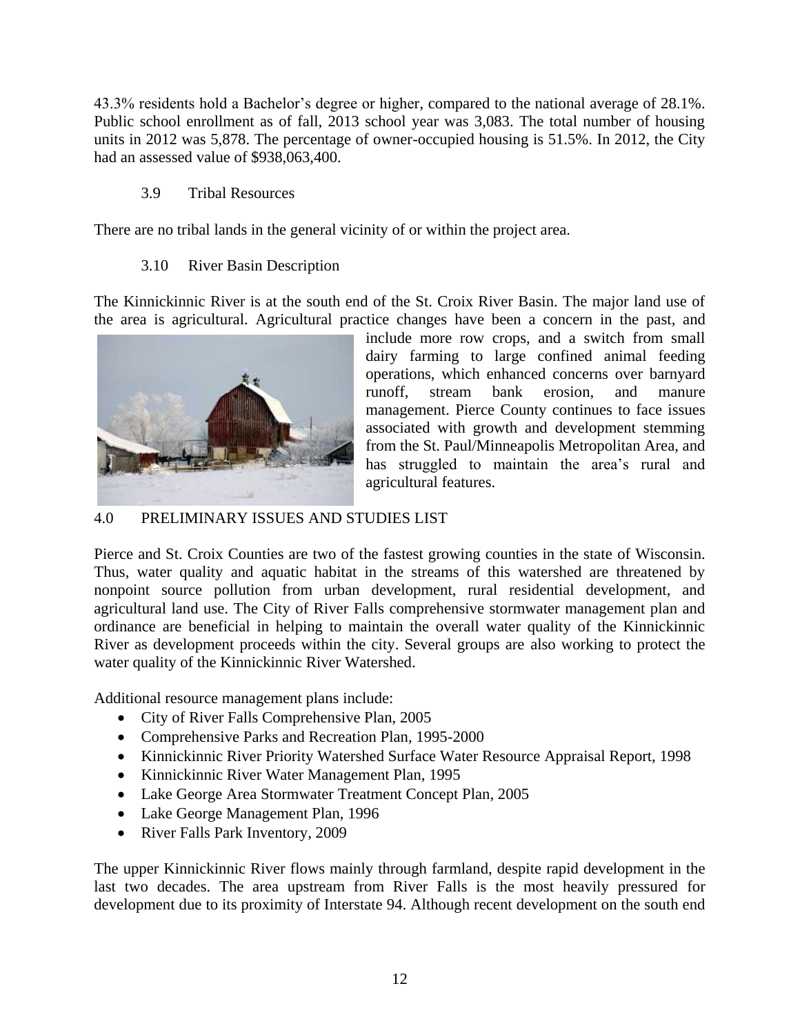43.3% residents hold a Bachelor's degree or higher, compared to the national average of 28.1%. Public school enrollment as of fall, 2013 school year was 3,083. The total number of housing units in 2012 was 5,878. The percentage of owner-occupied housing is 51.5%. In 2012, the City had an assessed value of $938,063,400.

### 3.9 Tribal Resources

There are no tribal lands in the general vicinity of or within the project area.

### 3.10 River Basin Description

The Kinnickinnic River is at the south end of the St. Croix River Basin. The major land use of the area is agricultural. Agricultural practice changes have been a concern in the past, and include more row crops, and a switch from small dairy farming to large confined animal feeding operations, which enhanced concerns over barnyard runoff, stream bank erosion, and manure management. Pierce County continues to face issues associated with growth and development stemming from the St. Paul/Minneapolis Metropolitan Area, and has struggled to maintain the area's rural and agricultural features.

## 4.0 PRELIMINARY ISSUES AND STUDIES LIST

Pierce and St. Croix Counties are two of the fastest growing counties in the state of Wisconsin. Thus, water quality and aquatic habitat in the streams of this watershed are threatened by nonpoint source pollution from urban development, rural residential development, and agricultural land use. The City of River Falls comprehensive stormwater management plan and ordinance are beneficial in helping to maintain the overall water quality of the Kinnickinnic River as development proceeds within the city. Several groups are also working to protect the water quality of the Kinnickinnic River Watershed.

Additional resource management plans include:

- City of River Falls Comprehensive Plan, 2005
- Comprehensive Parks and Recreation Plan, 1995-2000
- Kinnickinnic River Priority Watershed Surface Water Resource Appraisal Report, 1998
- Kinnickinnic River Water Management Plan, 1995
- Lake George Area Stormwater Treatment Concept Plan, 2005
- Lake George Management Plan, 1996
- River Falls Park Inventory, 2009

The upper Kinnickinnic River flows mainly through farmland, despite rapid development in the last two decades. The area upstream from River Falls is the most heavily pressured for development due to its proximity of Interstate 94. Although recent development on the south end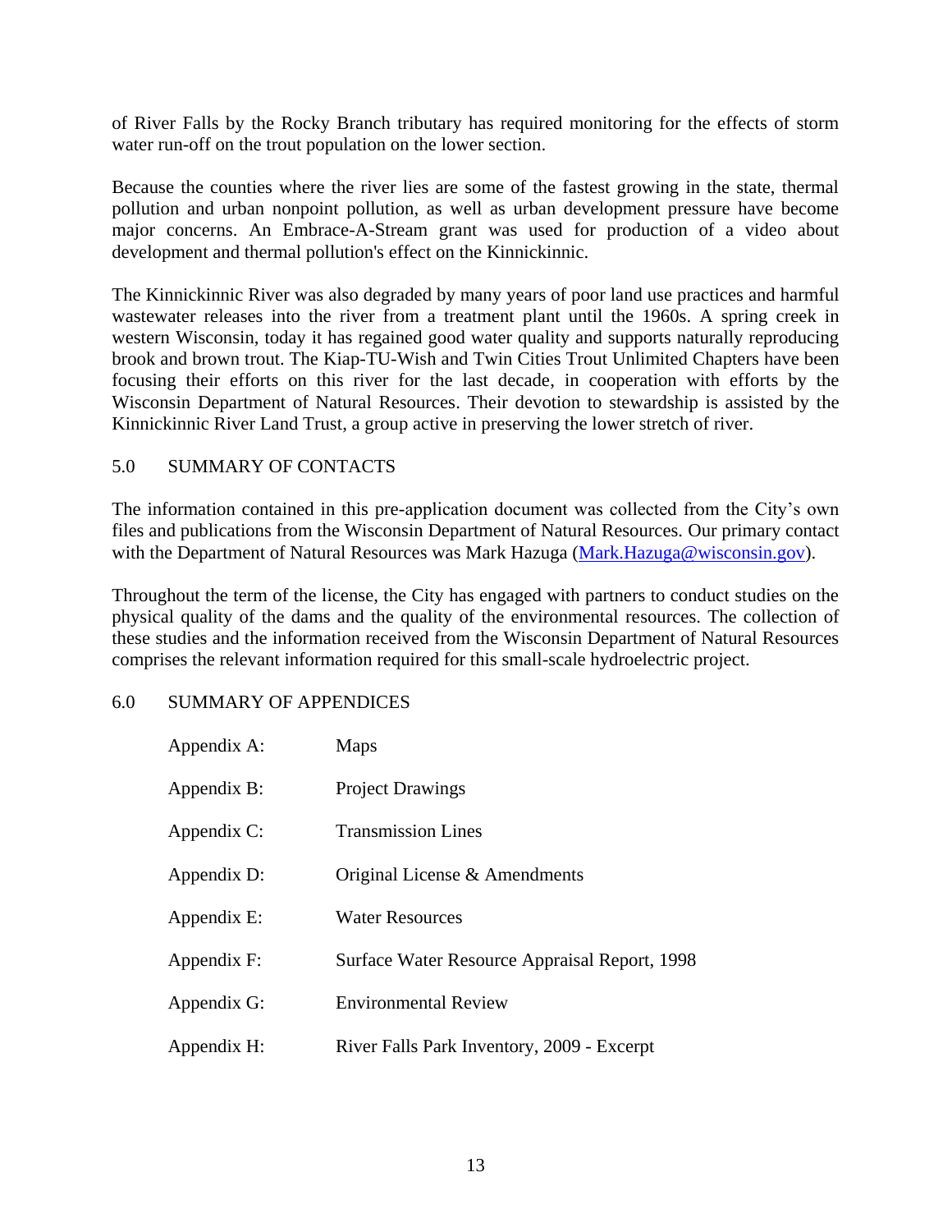of River Falls by the Rocky Branch tributary has required monitoring for the effects of storm water run-off on the trout population on the lower section.

Because the counties where the river lies are some of the fastest growing in the state, thermal pollution and urban nonpoint pollution, as well as urban development pressure have become major concerns. An Embrace-A-Stream grant was used for production of a video about development and thermal pollution's effect on the Kinnickinnic.

The Kinnickinnic River was also degraded by many years of poor land use practices and harmful wastewater releases into the river from a treatment plant until the 1960s. A spring creek in western Wisconsin, today it has regained good water quality and supports naturally reproducing brook and brown trout. The Kiap-TU-Wish and Twin Cities Trout Unlimited Chapters have been focusing their efforts on this river for the last decade, in cooperation with efforts by the Wisconsin Department of Natural Resources. Their devotion to stewardship is assisted by the Kinnickinnic River Land Trust, a group active in preserving the lower stretch of river.

## 5.0 SUMMARY OF CONTACTS

The information contained in this pre-application document was collected from the City's own files and publications from the Wisconsin Department of Natural Resources. Our primary contact with the Department of Natural Resources was Mark Hazuga (Mark.Hazuga@wisconsin.gov).

Throughout the term of the license, the City has engaged with partners to conduct studies on the physical quality of the dams and the quality of the environmental resources. The collection of these studies and the information received from the Wisconsin Department of Natural Resources comprises the relevant information required for this small-scale hydroelectric project.

## 6.0 SUMMARY OF APPENDICES

| | |
|---|---|
| Appendix A: | Maps |
| Appendix B: | Project Drawings |
| Appendix C: | Transmission Lines |
| Appendix D: | Original License & Amendments |
| Appendix E: | Water Resources |
| Appendix F: | Surface Water Resource Appraisal Report, 1998 |
| Appendix G: | Environmental Review |
| Appendix H: | River Falls Park Inventory, 2009 - Excerpt |